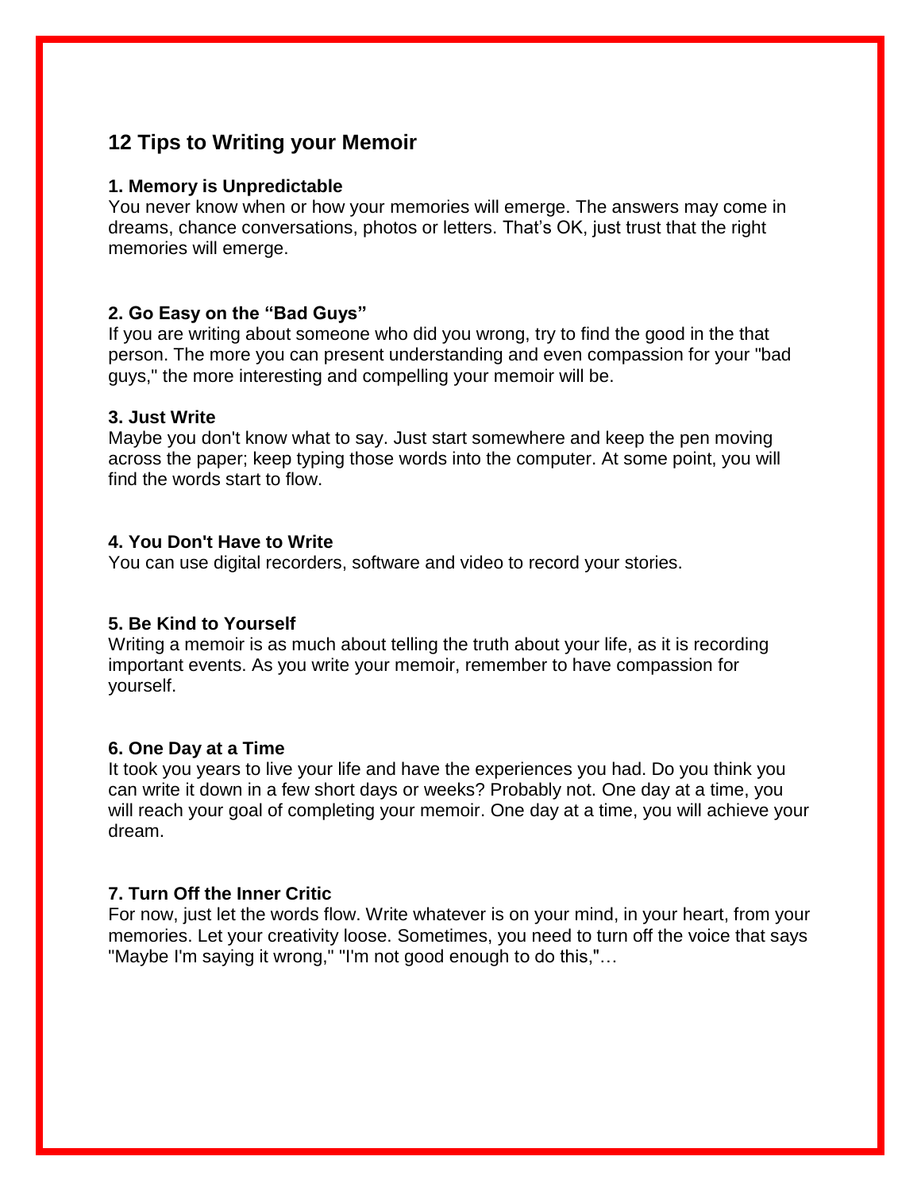## 12 Tips to Writing your Memoir

### 1. Memory is Unpredictable

You never know when or how your memories will emerge. The answers may come in dreams, chance conversations, photos or letters. That's OK, just trust that the right memories will emerge.

### 2. Go Easy on the "Bad Guys"

If you are writing about someone who did you wrong, try to find the good in the that person. The more you can present understanding and even compassion for your "bad guys," the more interesting and compelling your memoir will be.

### 3. Just Write

Maybe you don't know what to say. Just start somewhere and keep the pen moving across the paper; keep typing those words into the computer. At some point, you will find the words start to flow.

### 4. You Don't Have to Write

You can use digital recorders, software and video to record your stories.

### 5. Be Kind to Yourself

Writing a memoir is as much about telling the truth about your life, as it is recording important events. As you write your memoir, remember to have compassion for yourself.

### 6. One Day at a Time

It took you years to live your life and have the experiences you had. Do you think you can write it down in a few short days or weeks? Probably not. One day at a time, you will reach your goal of completing your memoir. One day at a time, you will achieve your dream.

### 7. Turn Off the Inner Critic

For now, just let the words flow. Write whatever is on your mind, in your heart, from your memories. Let your creativity loose. Sometimes, you need to turn off the voice that says "Maybe I'm saying it wrong," "I'm not good enough to do this,"…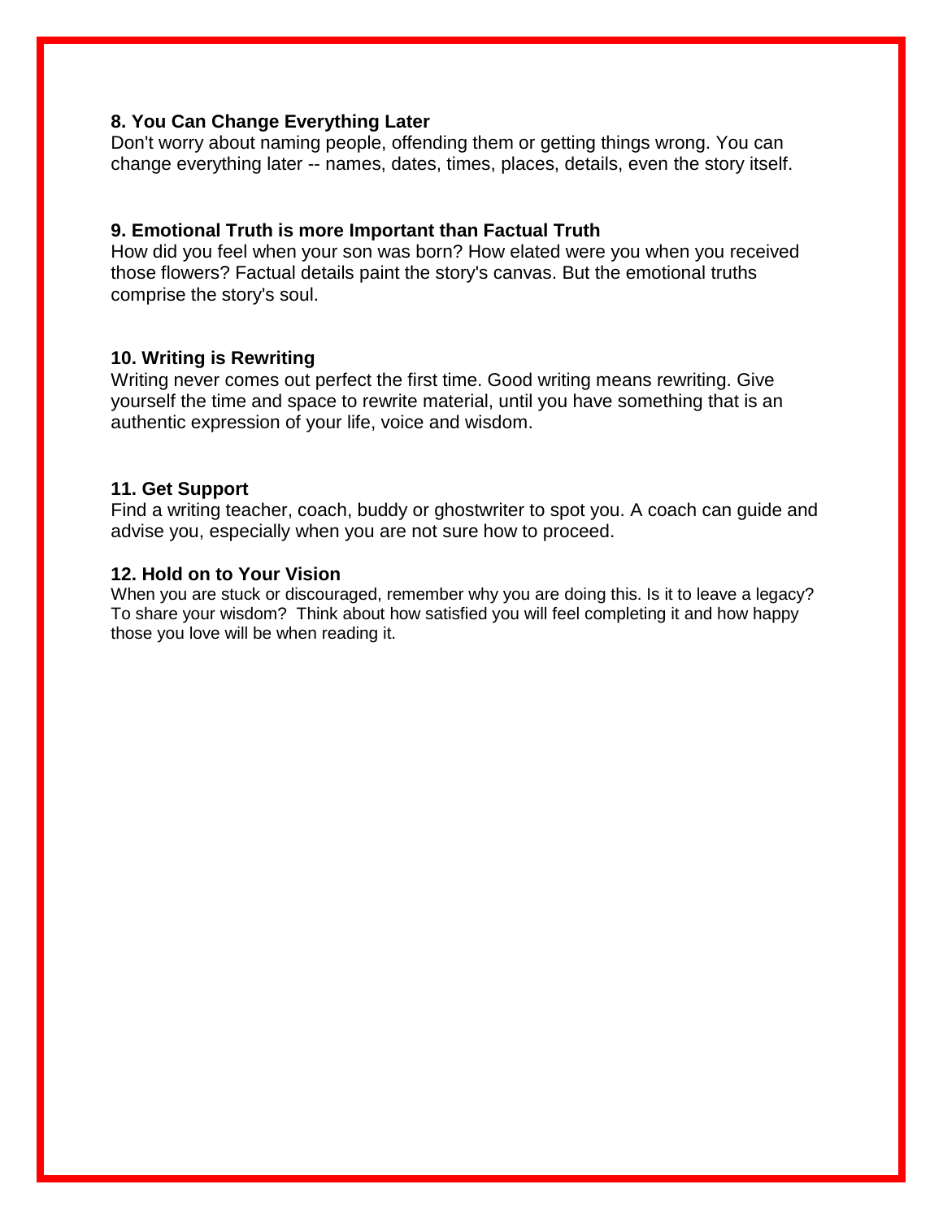**8. You Can Change Everything Later**

Don't worry about naming people, offending them or getting things wrong. You can change everything later -- names, dates, times, places, details, even the story itself.

**9. Emotional Truth is more Important than Factual Truth**

How did you feel when your son was born? How elated were you when you received those flowers? Factual details paint the story's canvas. But the emotional truths comprise the story's soul.

**10. Writing is Rewriting**

Writing never comes out perfect the first time. Good writing means rewriting. Give yourself the time and space to rewrite material, until you have something that is an authentic expression of your life, voice and wisdom.

**11. Get Support**

Find a writing teacher, coach, buddy or ghostwriter to spot you. A coach can guide and advise you, especially when you are not sure how to proceed.

**12. Hold on to Your Vision**

When you are stuck or discouraged, remember why you are doing this. Is it to leave a legacy? To share your wisdom? Think about how satisfied you will feel completing it and how happy those you love will be when reading it.